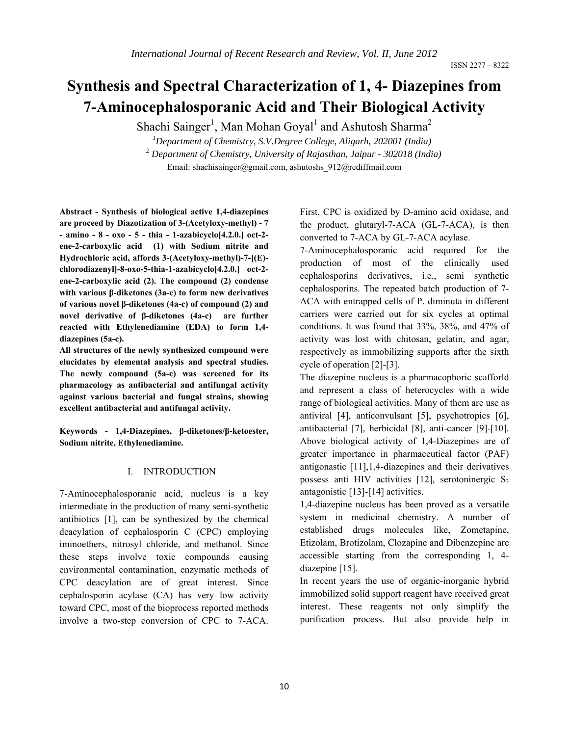# Synthesis and Spectral Characterization of 1, 4- Diazepines from 7-Aminocephalosporanic Acid and Their Biological Activity

Shachi Sainger[1], Man Mohan Goyal[1] and Ashutosh Sharma[2]

[1]*Department of Chemistry, S.V.Degree College, Aligarh, 202001 (India)*

[2] *Department of Chemistry, University of Rajasthan, Jaipur - 302018 (India)*

Email: shachisainger@gmail.com, ashutoshs_912@rediffmail.com

**Abstract - Synthesis of biological active 1,4-diazepines are proceed by Diazotization of 3-(Acetyloxy-methyl) - 7 - amino - 8 - oxo - 5 - thia - 1-azabicyclo[4.2.0.] oct-2-ene-2-carboxylic acid (1) with Sodium nitrite and Hydrochloric acid, affords 3-(Acetyloxy-methyl)-7-[(E)-chlorodiazenyl]-8-oxo-5-thia-1-azabicyclo[4.2.0.] oct-2-ene-2-carboxylic acid (2). The compound (2) condense with various β-diketones (3a-c) to form new derivatives of various novel β-diketones (4a-c) of compound (2) and novel derivative of β-diketones (4a-c) are further reacted with Ethylenediamine (EDA) to form 1,4-diazepines (5a-c).**

**All structures of the newly synthesized compound were elucidates by elemental analysis and spectral studies. The newly compound (5a-c) was screened for its pharmacology as antibacterial and antifungal activity against various bacterial and fungal strains, showing excellent antibacterial and antifungal activity.**

**Keywords - 1,4-Diazepines, β-diketones/β-ketoester, Sodium nitrite, Ethylenediamine.**

## I. INTRODUCTION

7-Aminocephalosporanic acid, nucleus is a key intermediate in the production of many semi-synthetic antibiotics [1], can be synthesized by the chemical deacylation of cephalosporin C (CPC) employing iminoethers, nitrosyl chloride, and methanol. Since these steps involve toxic compounds causing environmental contamination, enzymatic methods of CPC deacylation are of great interest. Since cephalosporin acylase (CA) has very low activity toward CPC, most of the bioprocess reported methods involve a two-step conversion of CPC to 7-ACA. First, CPC is oxidized by D-amino acid oxidase, and the product, glutaryl-7-ACA (GL-7-ACA), is then converted to 7-ACA by GL-7-ACA acylase.

7-Aminocephalosporanic acid required for the production of most of the clinically used cephalosporins derivatives, i.e., semi synthetic cephalosporins. The repeated batch production of 7-ACA with entrapped cells of P. diminuta in different carriers were carried out for six cycles at optimal conditions. It was found that 33%, 38%, and 47% of activity was lost with chitosan, gelatin, and agar, respectively as immobilizing supports after the sixth cycle of operation [2]-[3].

The diazepine nucleus is a pharmacophoric scafforld and represent a class of heterocycles with a wide range of biological activities. Many of them are use as antiviral [4], anticonvulsant [5], psychotropics [6], antibacterial [7], herbicidal [8], anti-cancer [9]-[10]. Above biological activity of 1,4-Diazepines are of greater importance in pharmaceutical factor (PAF) antigonastic [11],1,4-diazepines and their derivatives possess anti HIV activities [12], serotoninergic $S_3$ antagonistic [13]-[14] activities.

1,4-diazepine nucleus has been proved as a versatile system in medicinal chemistry. A number of established drugs molecules like, Zometapine, Etizolam, Brotizolam, Clozapine and Dibenzepine are accessible starting from the corresponding 1, 4-diazepine [15].

In recent years the use of organic-inorganic hybrid immobilized solid support reagent have received great interest. These reagents not only simplify the purification process. But also provide help in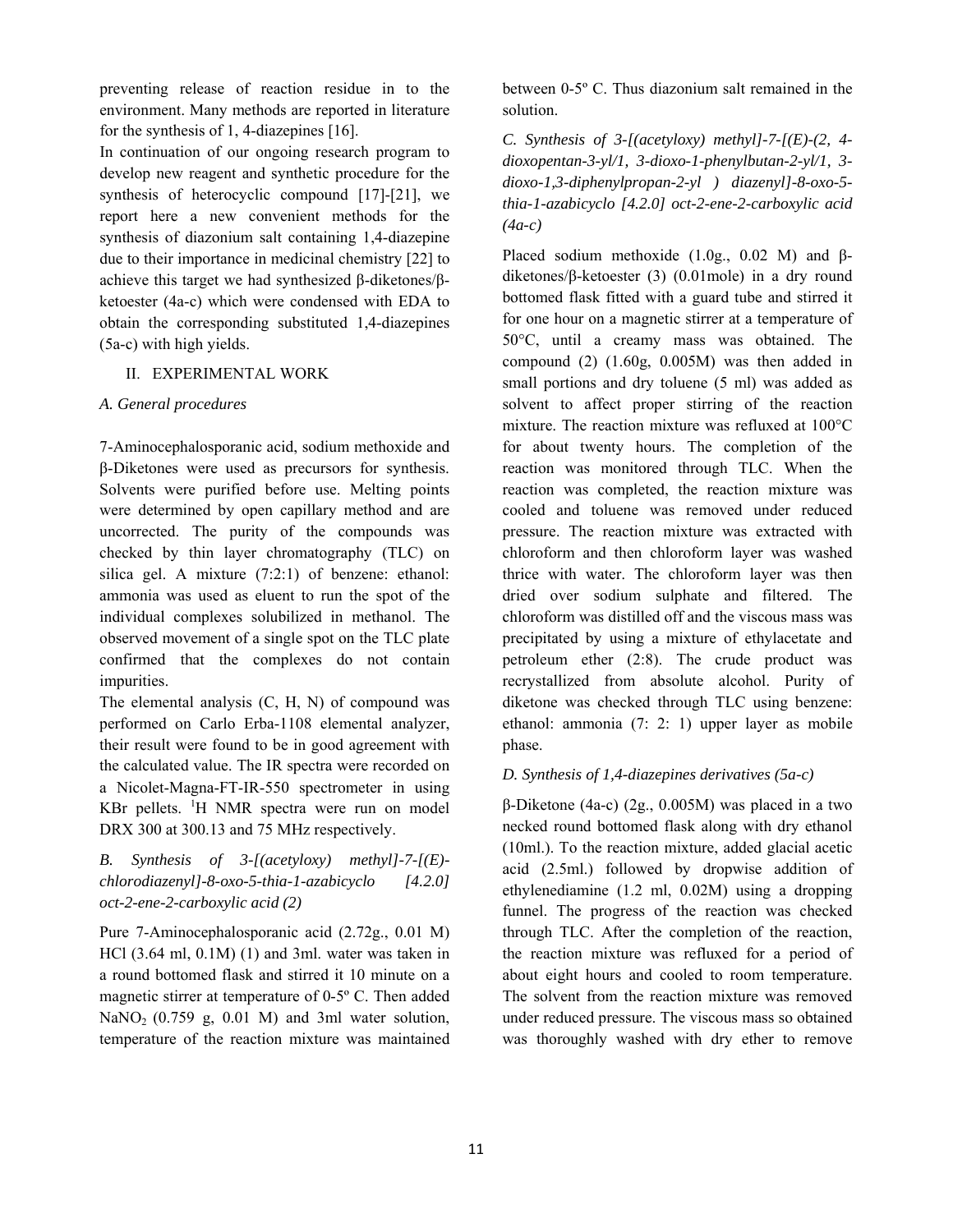preventing release of reaction residue in to the environment. Many methods are reported in literature for the synthesis of 1, 4-diazepines [16].

In continuation of our ongoing research program to develop new reagent and synthetic procedure for the synthesis of heterocyclic compound [17]-[21], we report here a new convenient methods for the synthesis of diazonium salt containing 1,4-diazepine due to their importance in medicinal chemistry [22] to achieve this target we had synthesized β-diketones/β-ketoester (4a-c) which were condensed with EDA to obtain the corresponding substituted 1,4-diazepines (5a-c) with high yields.

## II. EXPERIMENTAL WORK

### *A. General procedures*

7-Aminocephalosporanic acid, sodium methoxide and β-Diketones were used as precursors for synthesis. Solvents were purified before use. Melting points were determined by open capillary method and are uncorrected. The purity of the compounds was checked by thin layer chromatography (TLC) on silica gel. A mixture (7:2:1) of benzene: ethanol: ammonia was used as eluent to run the spot of the individual complexes solubilized in methanol. The observed movement of a single spot on the TLC plate confirmed that the complexes do not contain impurities.

The elemental analysis (C, H, N) of compound was performed on Carlo Erba-1108 elemental analyzer, their result were found to be in good agreement with the calculated value. The IR spectra were recorded on a Nicolet-Magna-FT-IR-550 spectrometer in using KBr pellets. $^{1}$H NMR spectra were run on model DRX 300 at 300.13 and 75 MHz respectively.

### *B. Synthesis of 3-[(acetyloxy) methyl]-7-[(E)-chlorodiazenyl]-8-oxo-5-thia-1-azabicyclo [4.2.0] oct-2-ene-2-carboxylic acid (2)*

Pure 7-Aminocephalosporanic acid (2.72g., 0.01 M) HCl (3.64 ml, 0.1M) (1) and 3ml. water was taken in a round bottomed flask and stirred it 10 minute on a magnetic stirrer at temperature of 0-5º C. Then added $NaNO_2$ (0.759 g, 0.01 M) and 3ml water solution, temperature of the reaction mixture was maintained between 0-5º C. Thus diazonium salt remained in the solution.

### *C. Synthesis of 3-[(acetyloxy) methyl]-7-[(E)-(2, 4-dioxopentan-3-yl/1, 3-dioxo-1-phenylbutan-2-yl/1, 3-dioxo-1,3-diphenylpropan-2-yl ) diazenyl]-8-oxo-5-thia-1-azabicyclo [4.2.0] oct-2-ene-2-carboxylic acid (4a-c)*

Placed sodium methoxide (1.0g., 0.02 M) and β-diketones/β-ketoester (3) (0.01mole) in a dry round bottomed flask fitted with a guard tube and stirred it for one hour on a magnetic stirrer at a temperature of 50°C, until a creamy mass was obtained. The compound (2) (1.60g, 0.005M) was then added in small portions and dry toluene (5 ml) was added as solvent to affect proper stirring of the reaction mixture. The reaction mixture was refluxed at 100°C for about twenty hours. The completion of the reaction was monitored through TLC. When the reaction was completed, the reaction mixture was cooled and toluene were removed under reduced pressure. The reaction mixture was extracted with chloroform and then chloroform layer was washed thrice with water. The chloroform layer was then dried over sodium sulphate and filtered. The chloroform was distilled off and the viscous mass was precipitated by using a mixture of ethylacetate and petroleum ether (2:8). The crude product was recrystallized from absolute alcohol. Purity of diketone was checked through TLC using benzene: ethanol: ammonia (7: 2: 1) upper layer as mobile phase.

### *D. Synthesis of 1,4-diazepines derivatives (5a-c)*

β-Diketone (4a-c) (2g., 0.005M) was placed in a two necked round bottomed flask along with dry ethanol (10ml.). To the reaction mixture, added glacial acetic acid (2.5ml.) followed by dropwise addition of ethylenediamine (1.2 ml, 0.02M) using a dropping funnel. The progress of the reaction was checked through TLC. After the completion of the reaction, the reaction mixture was refluxed for a period of about eight hours and cooled to room temperature. The solvent from the reaction mixture was removed under reduced pressure. The viscous mass so obtained was thoroughly washed with dry ether to remove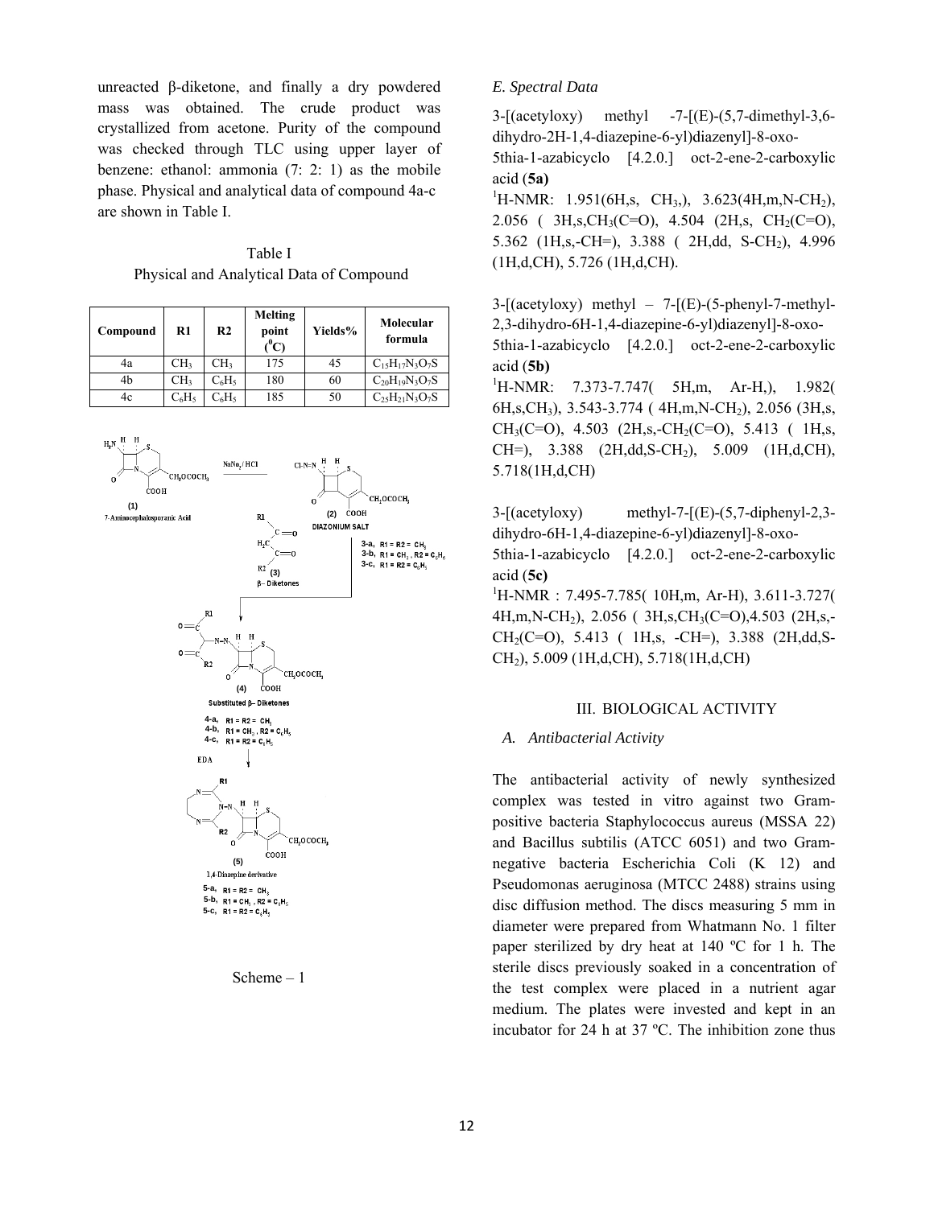unreacted β-diketone, and finally a dry powdered mass was obtained. The crude product was crystallized from acetone. Purity of the compound was checked through TLC using upper layer of benzene: ethanol: ammonia (7: 2: 1) as the mobile phase. Physical and analytical data of compound 4a-c are shown in Table I.

Table I
Physical and Analytical Data of Compound

| Compound | R1 | R2 | Melting point ($^0$C) | Yields% | Molecular formula |
|---|---|---|---|---|---|
| 4a | $CH_3$ | $CH_3$ | 175 | 45 | $C_{15}H_{17}N_3O_7S$ |
| 4b | $CH_3$ | $C_6H_5$ | 180 | 60 | $C_{20}H_{19}N_3O_7S$ |
| 4c | $C_6H_5$ | $C_6H_5$ | 185 | 50 | $C_{25}H_{21}N_3O_7S$ |

Scheme – 1

*E. Spectral Data*

3-[(acetyloxy) methyl -7-[(E)-(5,7-dimethyl-3,6-dihydro-2H-1,4-diazepine-6-yl)diazenyl]-8-oxo-5thia-1-azabicyclo [4.2.0.] oct-2-ene-2-carboxylic acid (**5a)**

$^1$H-NMR: 1.951(6H,s, $CH_3$,), 3.623(4H,m,N-$CH_2$), 2.056 ( 3H,s,$CH_3$(C=O), 4.504 (2H,s, $CH_2$(C=O), 5.362 (1H,s,-CH=), 3.388 ( 2H,dd, S-$CH_2$), 4.996 (1H,d,CH), 5.726 (1H,d,CH).

3-[(acetyloxy) methyl – 7-[(E)-(5-phenyl-7-methyl-2,3-dihydro-6H-1,4-diazepine-6-yl)diazenyl]-8-oxo-5thia-1-azabicyclo [4.2.0.] oct-2-ene-2-carboxylic acid (**5b)**

$^1$H-NMR: 7.373-7.747( 5H,m, Ar-H,), 1.982( 6H,s,$CH_3$), 3.543-3.774 ( 4H,m,N-$CH_2$), 2.056 (3H,s, $CH_3$(C=O), 4.503 (2H,s,-$CH_2$(C=O), 5.413 ( 1H,s, CH=), 3.388 (2H,dd,S-$CH_2$), 5.009 (1H,d,CH), 5.718(1H,d,CH)

3-[(acetyloxy) methyl-7-[(E)-(5,7-diphenyl-2,3-dihydro-6H-1,4-diazepine-6-yl)diazenyl]-8-oxo-5thia-1-azabicyclo [4.2.0.] oct-2-ene-2-carboxylic acid (**5c)**

$^1$H-NMR : 7.495-7.785( 10H,m, Ar-H), 3.611-3.727( 4H,m,N-$CH_2$), 2.056 ( 3H,s,$CH_3$(C=O),4.503 (2H,s,-$CH_2$(C=O), 5.413 ( 1H,s, -CH=), 3.388 (2H,dd,S-$CH_2$), 5.009 (1H,d,CH), 5.718(1H,d,CH)

## III. BIOLOGICAL ACTIVITY

### *A. Antibacterial Activity*

The antibacterial activity of newly synthesized complex was tested in vitro against two Gram-positive bacteria Staphylococcus aureus (MSSA 22) and Bacillus subtilis (ATCC 6051) and two Gram-negative bacteria Escherichia Coli (K 12) and Pseudomonas aeruginosa (MTCC 2488) strains using disc diffusion method. The discs measuring 5 mm in diameter were prepared from Whatmann No. 1 filter paper sterilized by dry heat at 140 ºC for 1 h. The sterile discs previously soaked in a concentration of the test complex were placed in a nutrient agar medium. The plates were invested and kept in an incubator for 24 h at 37 ºC. The inhibition zone thus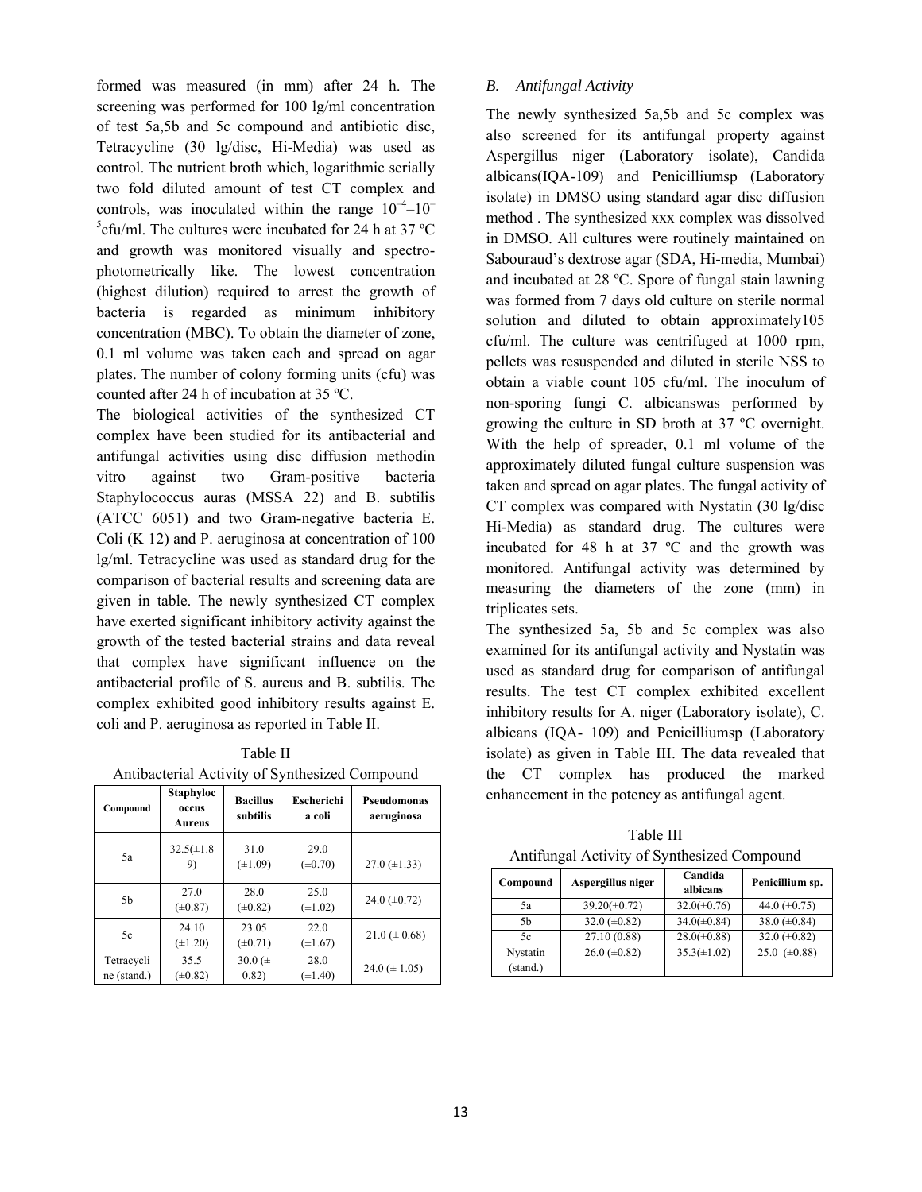formed was measured (in mm) after 24 h. The screening was performed for 100 lg/ml concentration of test 5a,5b and 5c compound and antibiotic disc, Tetracycline (30 lg/disc, Hi-Media) was used as control. The nutrient broth which, logarithmic serially two fold diluted amount of test CT complex and controls, was inoculated within the range $10^{-4}$–$10^{-5}$cfu/ml. The cultures were incubated for 24 h at 37 ºC and growth was monitored visually and spectro-photometrically like. The lowest concentration (highest dilution) required to arrest the growth of bacteria is regarded as minimum inhibitory concentration (MBC). To obtain the diameter of zone, 0.1 ml volume was taken each and spread on agar plates. The number of colony forming units (cfu) was counted after 24 h of incubation at 35 ºC.

The biological activities of the synthesized CT complex have been studied for its antibacterial and antifungal activities using disc diffusion methodin vitro against two Gram-positive bacteria Staphylococcus auras (MSSA 22) and B. subtilis (ATCC 6051) and two Gram-negative bacteria E. Coli (K 12) and P. aeruginosa at concentration of 100 lg/ml. Tetracycline was used as standard drug for the comparison of bacterial results and screening data are given in table. The newly synthesized CT complex have exerted significant inhibitory activity against the growth of the tested bacterial strains and data reveal that complex have significant influence on the antibacterial profile of S. aureus and B. subtilis. The complex exhibited good inhibitory results against E. coli and P. aeruginosa as reported in Table II.

Table II
Antibacterial Activity of Synthesized Compound

| Compound | Staphylococcus Aureus | Bacillus subtilis | Escherichia coli | Pseudomonas aeruginosa |
|---|---|---|---|---|
| 5a | 32.5(±1.89) | 31.0 (±1.09) | 29.0 (±0.70) | 27.0 (±1.33) |
| 5b | 27.0 (±0.87) | 28.0 (±0.82) | 25.0 (±1.02) | 24.0 (±0.72) |
| 5c | 24.10 (±1.20) | 23.05 (±0.71) | 22.0 (±1.67) | 21.0 (± 0.68) |
| Tetracycline (stand.) | 35.5 (±0.82) | 30.0 (± 0.82) | 28.0 (±1.40) | 24.0 (± 1.05) |

### *B. Antifungal Activity*

The newly synthesized 5a,5b and 5c complex was also screened for its antifungal property against Aspergillus niger (Laboratory isolate), Candida albicans(IQA-109) and Penicilliumsp (Laboratory isolate) in DMSO using standard agar disc diffusion method . The synthesized xxx complex was dissolved in DMSO. All cultures were routinely maintained on Sabouraud's dextrose agar (SDA, Hi-media, Mumbai) and incubated at 28 ºC. Spore of fungal stain lawning was formed from 7 days old culture on sterile normal solution and diluted to obtain approximately105 cfu/ml. The culture was centrifuged at 1000 rpm, pellets was resuspended and diluted in sterile NSS to obtain a viable count 105 cfu/ml. The inoculum of non-sporing fungi C. albicanswas performed by growing the culture in SD broth at 37 ºC overnight. With the help of spreader, 0.1 ml volume of the approximately diluted fungal culture suspension was taken and spread on agar plates. The fungal activity of CT complex was compared with Nystatin (30 lg/disc Hi-Media) as standard drug. The cultures were incubated for 48 h at 37 ºC and the growth was monitored. Antifungal activity was determined by measuring the diameters of the zone (mm) in triplicates sets.

The synthesized 5a, 5b and 5c complex was also examined for its antifungal activity and Nystatin was used as standard drug for comparison of antifungal results. The test CT complex exhibited excellent inhibitory results for A. niger (Laboratory isolate), C. albicans (IQA- 109) and Penicilliumsp (Laboratory isolate) as given in Table III. The data revealed that the CT complex has produced the marked enhancement in the potency as antifungal agent.

Table III
Antifungal Activity of Synthesized Compound

| Compound | Aspergillus niger | Candida albicans | Penicillium sp. |
|---|---|---|---|
| 5a | 39.20(±0.72) | 32.0(±0.76) | 44.0 (±0.75) |
| 5b | 32.0 (±0.82) | 34.0(±0.84) | 38.0 (±0.84) |
| 5c | 27.10 (0.88) | 28.0(±0.88) | 32.0 (±0.82) |
| Nystatin (stand.) | 26.0 (±0.82) | 35.3(±1.02) | 25.0 (±0.88) |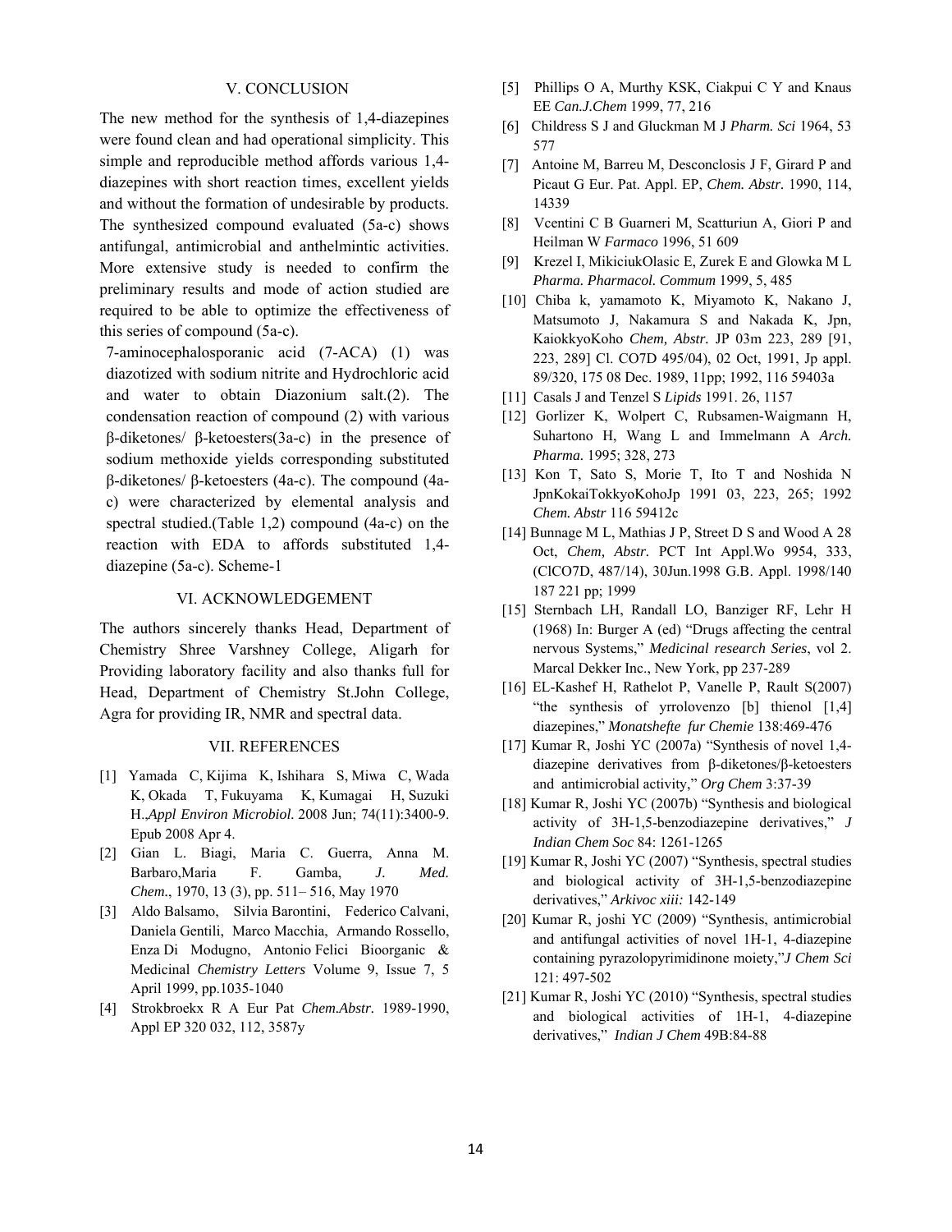## V. CONCLUSION

The new method for the synthesis of 1,4-diazepines were found clean and had operational simplicity. This simple and reproducible method affords various 1,4-diazepines with short reaction times, excellent yields and without the formation of undesirable by products. The synthesized compound evaluated (5a-c) shows antifungal, antimicrobial and anthelmintic activities. More extensive study is needed to confirm the preliminary results and mode of action studied are required to be able to optimize the effectiveness of this series of compound (5a-c).

7-aminocephalosporanic acid (7-ACA) (1) was diazotized with sodium nitrite and Hydrochloric acid and water to obtain Diazonium salt.(2). The condensation reaction of compound (2) with various β-diketones/ β-ketoesters(3a-c) in the presence of sodium methoxide yields corresponding substituted β-diketones/ β-ketoesters (4a-c). The compound (4a-c) were characterized by elemental analysis and spectral studied.(Table 1,2) compound (4a-c) on the reaction with EDA to affords substituted 1,4-diazepine (5a-c). Scheme-1

## VI. ACKNOWLEDGEMENT

The authors sincerely thanks Head, Department of Chemistry Shree Varshney College, Aligarh for Providing laboratory facility and also thanks full for Head, Department of Chemistry St.John College, Agra for providing IR, NMR and spectral data.

## VII. REFERENCES

[1] Yamada C, Kijima K, Ishihara S, Miwa C, Wada K, Okada T, Fukuyama K, Kumagai H, Suzuki H.,*Appl Environ Microbiol.* 2008 Jun; 74(11):3400-9. Epub 2008 Apr 4.

[2] Gian L. Biagi, Maria C. Guerra, Anna M. Barbaro,Maria F. Gamba, *J. Med. Chem.*, 1970, 13 (3), pp. 511– 516, May 1970

[3] Aldo Balsamo, Silvia Barontini, Federico Calvani, Daniela Gentili, Marco Macchia, Armando Rossello, Enza Di Modugno, Antonio Felici Bioorganic & Medicinal *Chemistry Letters* Volume 9, Issue 7, 5 April 1999, pp.1035-1040

[4] Strokbroekx R A Eur Pat *Chem.Abstr.* 1989-1990, Appl EP 320 032, 112, 3587y

[5] Phillips O A, Murthy KSK, Ciakpui C Y and Knaus EE *Can.J.Chem* 1999, 77, 216

[6] Childress S J and Gluckman M J *Pharm. Sci* 1964, 53 577

[7] Antoine M, Barreu M, Desconclosis J F, Girard P and Picaut G Eur. Pat. Appl. EP, *Chem. Abstr.* 1990, 114, 14339

[8] Vcentini C B Guarneri M, Scatturiun A, Giori P and Heilman W *Farmaco* 1996, 51 609

[9] Krezel I, MikiciukOlasic E, Zurek E and Glowka M L *Pharma. Pharmacol. Commum* 1999, 5, 485

[10] Chiba k, yamamoto K, Miyamoto K, Nakano J, Matsumoto J, Nakamura S and Nakada K, Jpn, KaiokkyoKoho *Chem, Abstr.* JP 03m 223, 289 [91, 223, 289] Cl. CO7D 495/04), 02 Oct, 1991, Jp appl. 89/320, 175 08 Dec. 1989, 11pp; 1992, 116 59403a

[11] Casals J and Tenzel S *Lipids* 1991. 26, 1157

[12] Gorlizer K, Wolpert C, Rubsamen-Waigmann H, Suhartono H, Wang L and Immelmann A *Arch. Pharma.* 1995; 328, 273

[13] Kon T, Sato S, Morie T, Ito T and Noshida N JpnKokaiTokkyoKohoJp 1991 03, 223, 265; 1992 *Chem. Abstr* 116 59412c

[14] Bunnage M L, Mathias J P, Street D S and Wood A 28 Oct, *Chem, Abstr.* PCT Int Appl.Wo 9954, 333, (ClCO7D, 487/14), 30Jun.1998 G.B. Appl. 1998/140 187 221 pp; 1999

[15] Sternbach LH, Randall LO, Banziger RF, Lehr H (1968) In: Burger A (ed) "Drugs affecting the central nervous Systems," *Medicinal research Series*, vol 2. Marcal Dekker Inc., New York, pp 237-289

[16] EL-Kashef H, Rathelot P, Vanelle P, Rault S(2007) "the synthesis of yrrolovenzo [b] thienol [1,4] diazepines," *Monatshefte fur Chemie* 138:469-476

[17] Kumar R, Joshi YC (2007a) "Synthesis of novel 1,4-diazepine derivatives from β-diketones/β-ketoesters and antimicrobial activity," *Org Chem* 3:37-39

[18] Kumar R, Joshi YC (2007b) "Synthesis and biological activity of 3H-1,5-benzodiazepine derivatives," *J Indian Chem Soc* 84: 1261-1265

[19] Kumar R, Joshi YC (2007) "Synthesis, spectral studies and biological activity of 3H-1,5-benzodiazepine derivatives," *Arkivoc xiii:* 142-149

[20] Kumar R, joshi YC (2009) "Synthesis, antimicrobial and antifungal activities of novel 1H-1, 4-diazepine containing pyrazolopyrimidinone moiety,"*J Chem Sci* 121: 497-502

[21] Kumar R, Joshi YC (2010) "Synthesis, spectral studies and biological activities of 1H-1, 4-diazepine derivatives," *Indian J Chem* 49B:84-88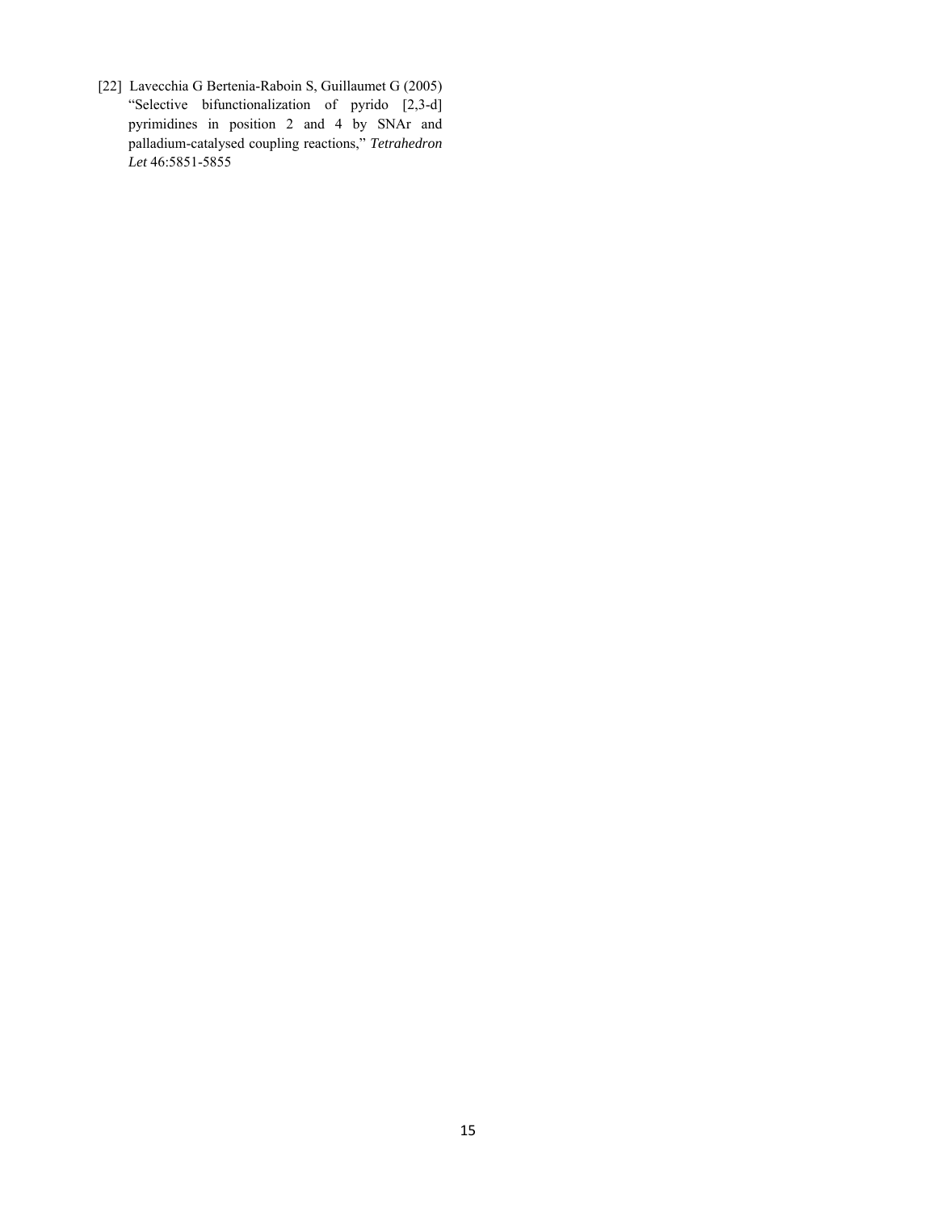[22] Lavecchia G Bertenia-Raboin S, Guillaumet G (2005) "Selective bifunctionalization of pyrido [2,3-d] pyrimidines in position 2 and 4 by SNAr and palladium-catalysed coupling reactions," *Tetrahedron Let* 46:5851-5855